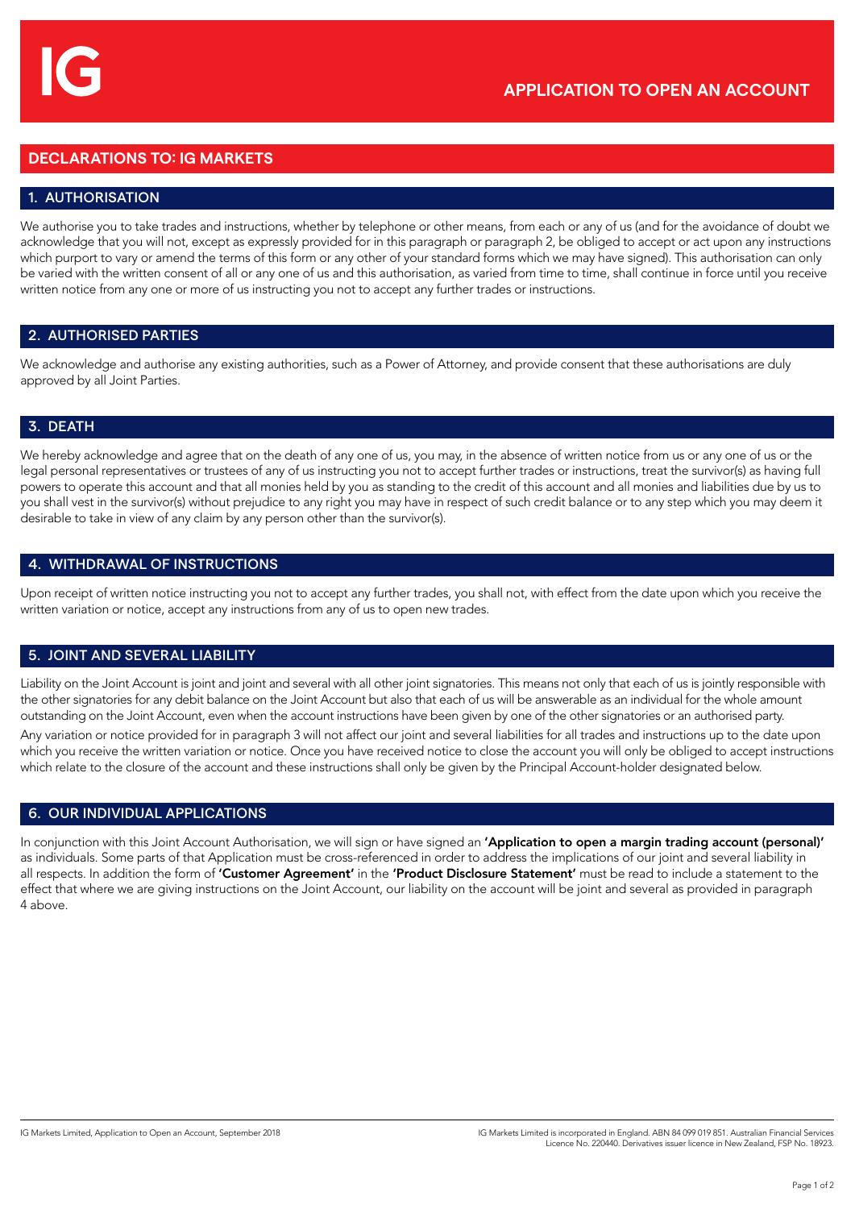# IG

## APPLICATION TO OPEN AN ACCOUNT

## DECLARATIONS TO: IG MARKETS

### 1. AUTHORISATION

We authorise you to take trades and instructions, whether by telephone or other means, from each or any of us (and for the avoidance of doubt we acknowledge that you will not, except as expressly provided for in this paragraph or paragraph 2, be obliged to accept or act upon any instructions which purport to vary or amend the terms of this form or any other of your standard forms which we may have signed). This authorisation can only be varied with the written consent of all or any one of us and this authorisation, as varied from time to time, shall continue in force until you receive written notice from any one or more of us instructing you not to accept any further trades or instructions.

### 2. AUTHORISED PARTIES

We acknowledge and authorise any existing authorities, such as a Power of Attorney, and provide consent that these authorisations are duly approved by all Joint Parties.

### 3. DEATH

We hereby acknowledge and agree that on the death of any one of us, you may, in the absence of written notice from us or any one of us or the legal personal representatives or trustees of any of us instructing you not to accept further trades or instructions, treat the survivor(s) as having full powers to operate this account and that all monies held by you as standing to the credit of this account and all monies and liabilities due by us to you shall vest in the survivor(s) without prejudice to any right you may have in respect of such credit balance or to any step which you may deem it desirable to take in view of any claim by any person other than the survivor(s).

### 4. WITHDRAWAL OF INSTRUCTIONS

Upon receipt of written notice instructing you not to accept any further trades, you shall not, with effect from the date upon which you receive the written variation or notice, accept any instructions from any of us to open new trades.

### 5. JOINT AND SEVERAL LIABILITY

Liability on the Joint Account is joint and joint and several with all other joint signatories. This means not only that each of us is jointly responsible with the other signatories for any debit balance on the Joint Account but also that each of us will be answerable as an individual for the whole amount outstanding on the Joint Account, even when the account instructions have been given by one of the other signatories or an authorised party.

Any variation or notice provided for in paragraph 3 will not affect our joint and several liabilities for all trades and instructions up to the date upon which you receive the written variation or notice. Once you have received notice to close the account you will only be obliged to accept instructions which relate to the closure of the account and these instructions shall only be given by the Principal Account-holder designated below.

### 6. OUR INDIVIDUAL APPLICATIONS

In conjunction with this Joint Account Authorisation, we will sign or have signed an **'Application to open a margin trading account (personal)'** as individuals. Some parts of that Application must be cross-referenced in order to address the implications of our joint and several liability in all respects. In addition the form of **'Customer Agreement'** in the **'Product Disclosure Statement'** must be read to include a statement to the effect that where we are giving instructions on the Joint Account, our liability on the account will be joint and several as provided in paragraph 4 above.

IG Markets Limited, Application to Open an Account, September 2018

IG Markets Limited is incorporated in England. ABN 84 099 019 851. Australian Financial Services Licence No. 220440. Derivatives issuer licence in New Zealand, FSP No. 18923.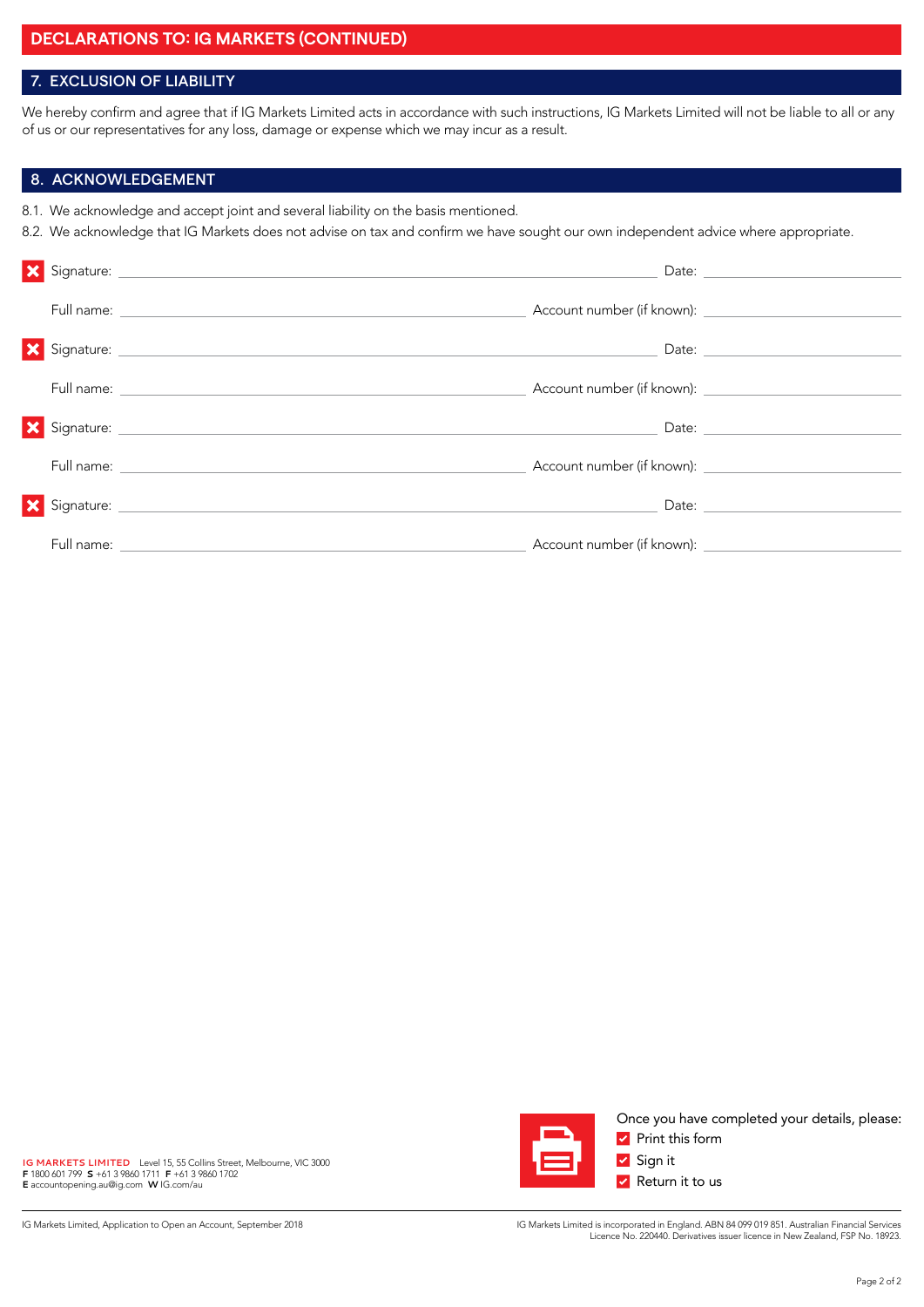## DECLARATIONS TO: IG MARKETS (CONTINUED)

### 7. EXCLUSION OF LIABILITY

We hereby confirm and agree that if IG Markets Limited acts in accordance with such instructions, IG Markets Limited will not be liable to all or any of us or our representatives for any loss, damage or expense which we may incur as a result.

### 8. ACKNOWLEDGEMENT

8.1. We acknowledge and accept joint and several liability on the basis mentioned.

8.2. We acknowledge that IG Markets does not advise on tax and confirm we have sought our own independent advice where appropriate.

Signature: ______________________________ Date: ______________

Full name: ______________________________ Account number (if known): ______________

Signature: ______________________________ Date: ______________

Full name: ______________________________ Account number (if known): ______________

Signature: ______________________________ Date: ______________

Full name: ______________________________ Account number (if known): ______________

Signature: ______________________________ Date: ______________

Full name: ______________________________ Account number (if known): ______________

Once you have completed your details, please:

- Print this form
- Sign it
- Return it to us

**IG MARKETS LIMITED** Level 15, 55 Collins Street, Melbourne, VIC 3000
**F** 1800 601 799 **S** +61 3 9860 1711 **F** +61 3 9860 1702
**E** accountopening.au@ig.com **W** IG.com/au

IG Markets Limited, Application to Open an Account, September 2018

IG Markets Limited is incorporated in England. ABN 84 099 019 851. Australian Financial Services Licence No. 220440. Derivatives issuer licence in New Zealand, FSP No. 18923.